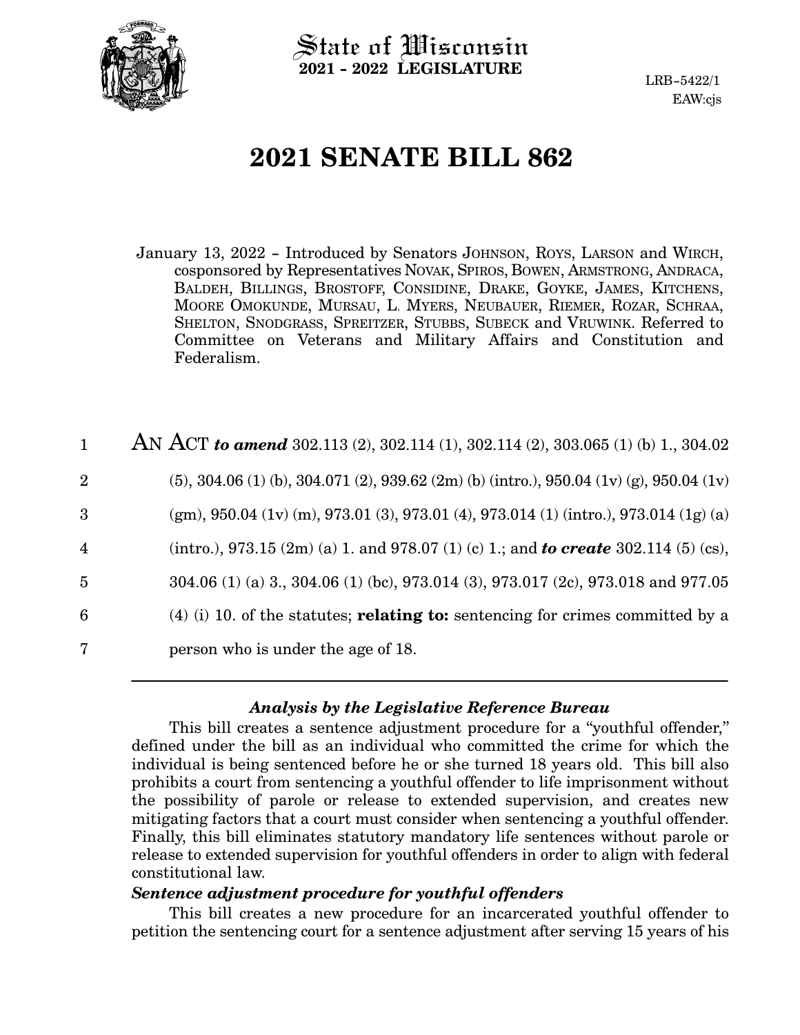State of Wisconsin
**2021 - 2022 LEGISLATURE**

LRB-5422/1
EAW:cjs

# 2021 SENATE BILL 862

January 13, 2022 - Introduced by Senators JOHNSON, ROYS, LARSON and WIRCH, cosponsored by Representatives NOVAK, SPIROS, BOWEN, ARMSTRONG, ANDRACA, BALDEH, BILLINGS, BROSTOFF, CONSIDINE, DRAKE, GOYKE, JAMES, KITCHENS, MOORE OMOKUNDE, MURSAU, L. MYERS, NEUBAUER, RIEMER, ROZAR, SCHRAA, SHELTON, SNODGRASS, SPREITZER, STUBBS, SUBECK and VRUWINK. Referred to Committee on Veterans and Military Affairs and Constitution and Federalism.

1 AN ACT ***to amend*** 302.113 (2), 302.114 (1), 302.114 (2), 303.065 (1) (b) 1., 304.02
2 (5), 304.06 (1) (b), 304.071 (2), 939.62 (2m) (b) (intro.), 950.04 (1v) (g), 950.04 (1v)
3 (gm), 950.04 (1v) (m), 973.01 (3), 973.01 (4), 973.014 (1) (intro.), 973.014 (1g) (a)
4 (intro.), 973.15 (2m) (a) 1. and 978.07 (1) (c) 1.; and ***to create*** 302.114 (5) (cs),
5 304.06 (1) (a) 3., 304.06 (1) (bc), 973.014 (3), 973.017 (2c), 973.018 and 977.05
6 (4) (i) 10. of the statutes; **relating to:** sentencing for crimes committed by a
7 person who is under the age of 18.

---

### *Analysis by the Legislative Reference Bureau*

This bill creates a sentence adjustment procedure for a "youthful offender," defined under the bill as an individual who committed the crime for which the individual is being sentenced before he or she turned 18 years old. This bill also prohibits a court from sentencing a youthful offender to life imprisonment without the possibility of parole or release to extended supervision, and creates new mitigating factors that a court must consider when sentencing a youthful offender. Finally, this bill eliminates statutory mandatory life sentences without parole or release to extended supervision for youthful offenders in order to align with federal constitutional law.

***Sentence adjustment procedure for youthful offenders***

This bill creates a new procedure for an incarcerated youthful offender to petition the sentencing court for a sentence adjustment after serving 15 years of his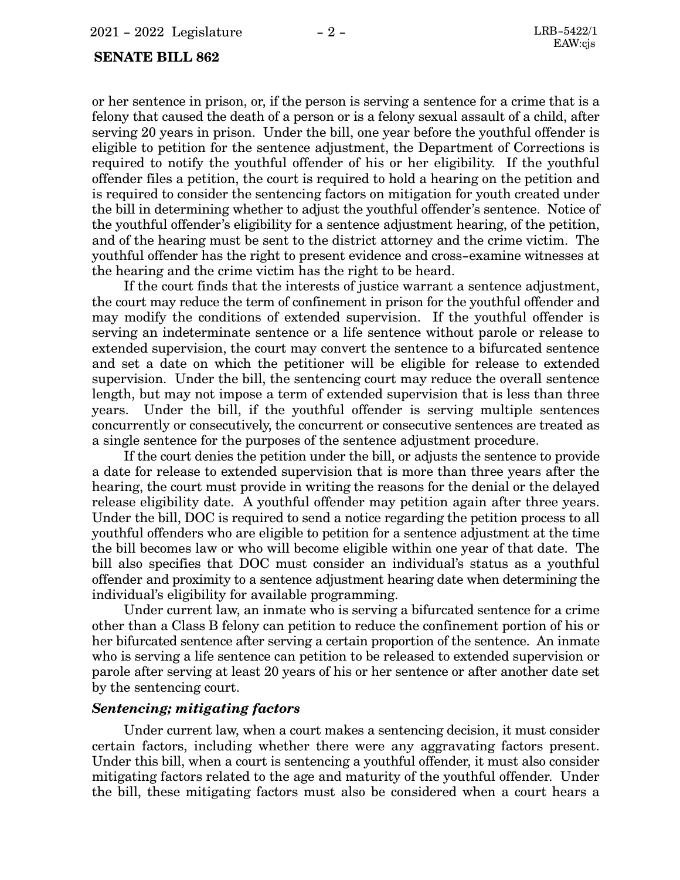or her sentence in prison, or, if the person is serving a sentence for a crime that is a felony that caused the death of a person or is a felony sexual assault of a child, after serving 20 years in prison. Under the bill, one year before the youthful offender is eligible to petition for the sentence adjustment, the Department of Corrections is required to notify the youthful offender of his or her eligibility. If the youthful offender files a petition, the court is required to hold a hearing on the petition and is required to consider the sentencing factors on mitigation for youth created under the bill in determining whether to adjust the youthful offender's sentence. Notice of the youthful offender's eligibility for a sentence adjustment hearing, of the petition, and of the hearing must be sent to the district attorney and the crime victim. The youthful offender has the right to present evidence and cross-examine witnesses at the hearing and the crime victim has the right to be heard.

If the court finds that the interests of justice warrant a sentence adjustment, the court may reduce the term of confinement in prison for the youthful offender and may modify the conditions of extended supervision. If the youthful offender is serving an indeterminate sentence or a life sentence without parole or release to extended supervision, the court may convert the sentence to a bifurcated sentence and set a date on which the petitioner will be eligible for release to extended supervision. Under the bill, the sentencing court may reduce the overall sentence length, but may not impose a term of extended supervision that is less than three years. Under the bill, if the youthful offender is serving multiple sentences concurrently or consecutively, the concurrent or consecutive sentences are treated as a single sentence for the purposes of the sentence adjustment procedure.

If the court denies the petition under the bill, or adjusts the sentence to provide a date for release to extended supervision that is more than three years after the hearing, the court must provide in writing the reasons for the denial or the delayed release eligibility date. A youthful offender may petition again after three years. Under the bill, DOC is required to send a notice regarding the petition process to all youthful offenders who are eligible to petition for a sentence adjustment at the time the bill becomes law or who will become eligible within one year of that date. The bill also specifies that DOC must consider an individual's status as a youthful offender and proximity to a sentence adjustment hearing date when determining the individual's eligibility for available programming.

Under current law, an inmate who is serving a bifurcated sentence for a crime other than a Class B felony can petition to reduce the confinement portion of his or her bifurcated sentence after serving a certain proportion of the sentence. An inmate who is serving a life sentence can petition to be released to extended supervision or parole after serving at least 20 years of his or her sentence or after another date set by the sentencing court.

***Sentencing; mitigating factors***

Under current law, when a court makes a sentencing decision, it must consider certain factors, including whether there were any aggravating factors present. Under this bill, when a court is sentencing a youthful offender, it must also consider mitigating factors related to the age and maturity of the youthful offender. Under the bill, these mitigating factors must also be considered when a court hears a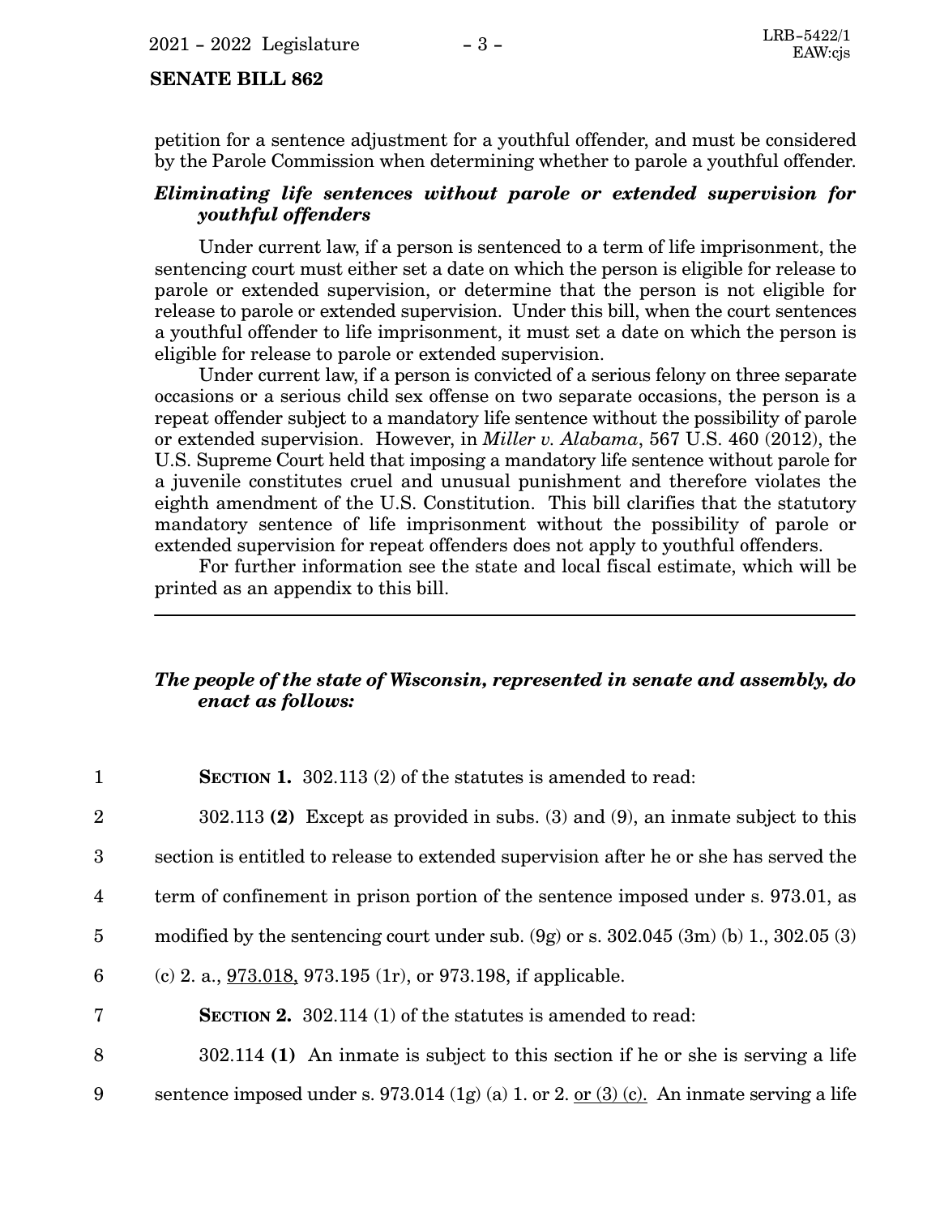petition for a sentence adjustment for a youthful offender, and must be considered by the Parole Commission when determining whether to parole a youthful offender.

***Eliminating life sentences without parole or extended supervision for youthful offenders***

Under current law, if a person is sentenced to a term of life imprisonment, the sentencing court must either set a date on which the person is eligible for release to parole or extended supervision, or determine that the person is not eligible for release to parole or extended supervision. Under this bill, when the court sentences a youthful offender to life imprisonment, it must set a date on which the person is eligible for release to parole or extended supervision.

Under current law, if a person is convicted of a serious felony on three separate occasions or a serious child sex offense on two separate occasions, the person is a repeat offender subject to a mandatory life sentence without the possibility of parole or extended supervision. However, in *Miller v. Alabama*, 567 U.S. 460 (2012), the U.S. Supreme Court held that imposing a mandatory life sentence without parole for a juvenile constitutes cruel and unusual punishment and therefore violates the eighth amendment of the U.S. Constitution. This bill clarifies that the statutory mandatory sentence of life imprisonment without the possibility of parole or extended supervision for repeat offenders does not apply to youthful offenders.

For further information see the state and local fiscal estimate, which will be printed as an appendix to this bill.

---

***The people of the state of Wisconsin, represented in senate and assembly, do enact as follows:***

1 **SECTION 1.** 302.113 (2) of the statutes is amended to read:

2 302.113 **(2)** Except as provided in subs. (3) and (9), an inmate subject to this
3 section is entitled to release to extended supervision after he or she has served the
4 term of confinement in prison portion of the sentence imposed under s. 973.01, as
5 modified by the sentencing court under sub. (9g) or s. 302.045 (3m) (b) 1., 302.05 (3)
6 (c) 2. a., <u>973.018,</u> 973.195 (1r), or 973.198, if applicable.

7 **SECTION 2.** 302.114 (1) of the statutes is amended to read:

8 302.114 **(1)** An inmate is subject to this section if he or she is serving a life
9 sentence imposed under s. 973.014 (1g) (a) 1. or 2. <u>or (3) (c).</u> An inmate serving a life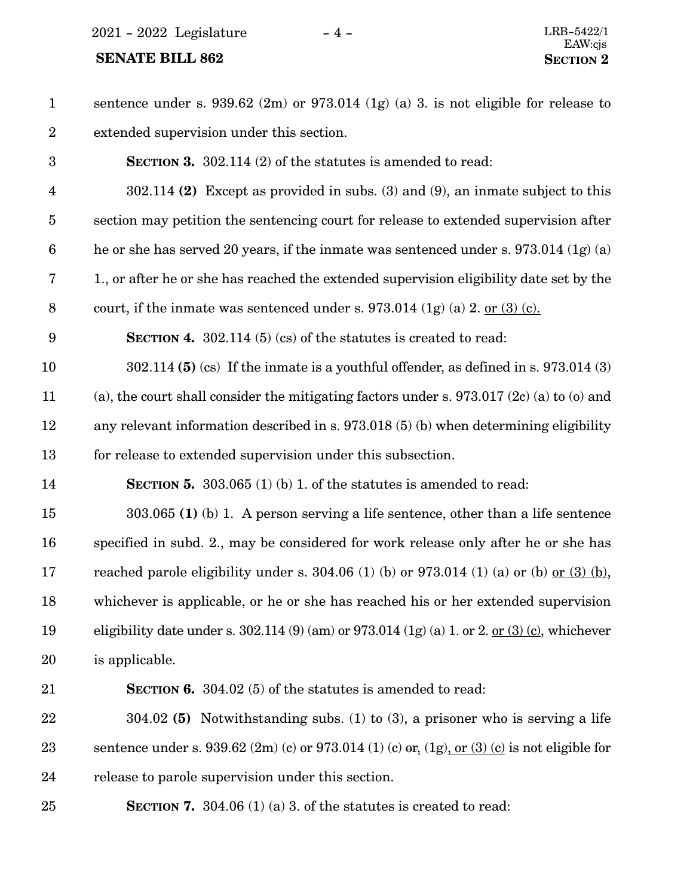sentence under s. 939.62 (2m) or 973.014 (1g) (a) 3. is not eligible for release to extended supervision under this section.

**SECTION 3.** 302.114 (2) of the statutes is amended to read:

302.114 **(2)** Except as provided in subs. (3) and (9), an inmate subject to this section may petition the sentencing court for release to extended supervision after he or she has served 20 years, if the inmate was sentenced under s. 973.014 (1g) (a) 1., or after he or she has reached the extended supervision eligibility date set by the court, if the inmate was sentenced under s. 973.014 (1g) (a) 2. <u>or (3) (c)</u>.

**SECTION 4.** 302.114 (5) (cs) of the statutes is created to read:

302.114 **(5)** (cs) If the inmate is a youthful offender, as defined in s. 973.014 (3) (a), the court shall consider the mitigating factors under s. 973.017 (2c) (a) to (o) and any relevant information described in s. 973.018 (5) (b) when determining eligibility for release to extended supervision under this subsection.

**SECTION 5.** 303.065 (1) (b) 1. of the statutes is amended to read:

303.065 **(1)** (b) 1. A person serving a life sentence, other than a life sentence specified in subd. 2., may be considered for work release only after he or she has reached parole eligibility under s. 304.06 (1) (b) or 973.014 (1) (a) or (b) <u>or (3) (b)</u>, whichever is applicable, or he or she has reached his or her extended supervision eligibility date under s. 302.114 (9) (am) or 973.014 (1g) (a) 1. or 2. <u>or (3) (c)</u>, whichever is applicable.

**SECTION 6.** 304.02 (5) of the statutes is amended to read:

304.02 **(5)** Notwithstanding subs. (1) to (3), a prisoner who is serving a life sentence under s. 939.62 (2m) (c) or 973.014 (1) (c) ~~or~~<u>,</u> (1g)<u>, or (3) (c)</u> is not eligible for release to parole supervision under this section.

**SECTION 7.** 304.06 (1) (a) 3. of the statutes is created to read: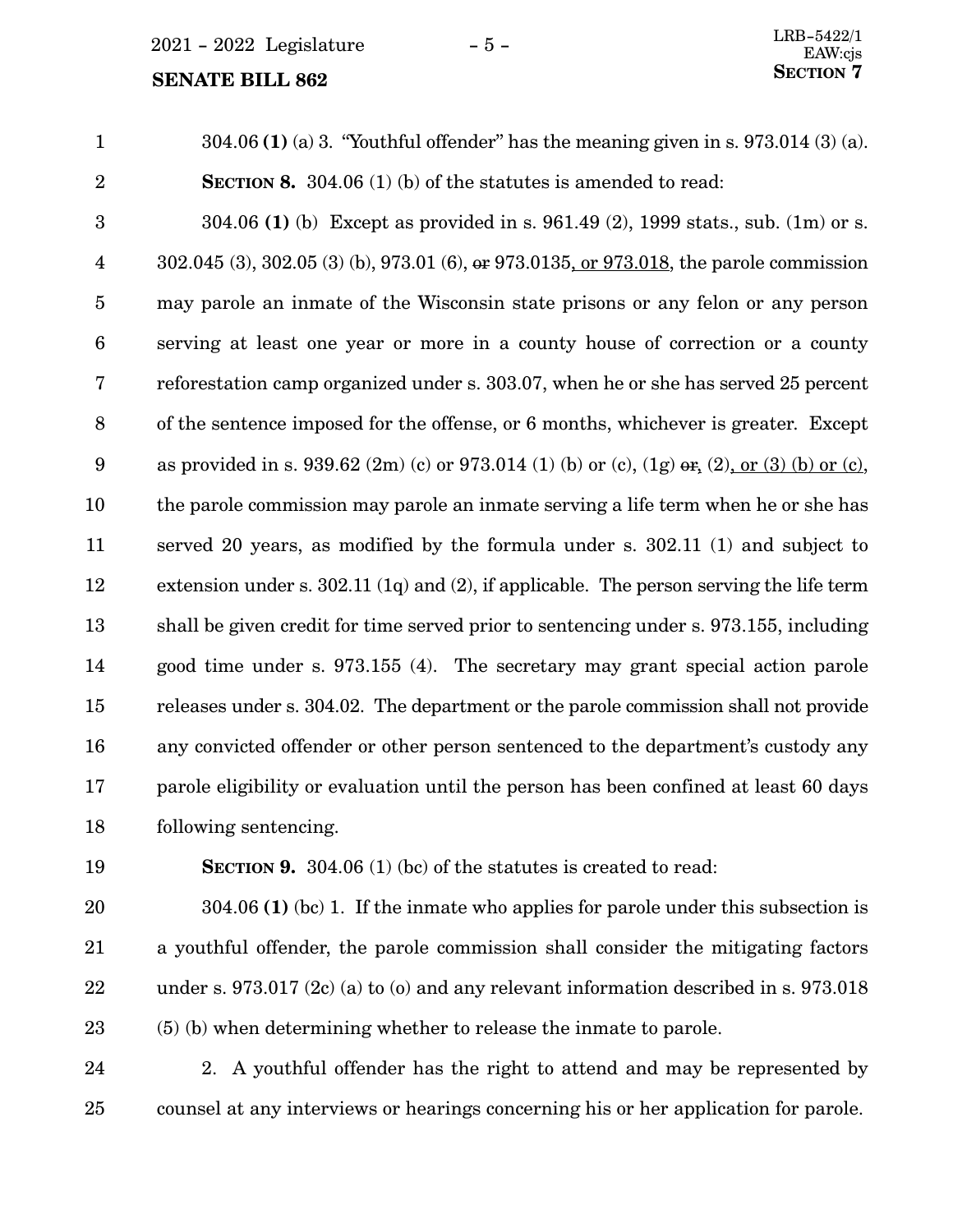304.06 **(1)** (a) 3. "Youthful offender" has the meaning given in s. 973.014 (3) (a).

**SECTION 8.** 304.06 (1) (b) of the statutes is amended to read:

304.06 **(1)** (b) Except as provided in s. 961.49 (2), 1999 stats., sub. (1m) or s. 302.045 (3), 302.05 (3) (b), 973.01 (6), ~~or~~ 973.0135, or 973.018, the parole commission may parole an inmate of the Wisconsin state prisons or any felon or any person serving at least one year or more in a county house of correction or a county reforestation camp organized under s. 303.07, when he or she has served 25 percent of the sentence imposed for the offense, or 6 months, whichever is greater. Except as provided in s. 939.62 (2m) (c) or 973.014 (1) (b) or (c), (1g) ~~or~~, (2), or (3) (b) or (c), the parole commission may parole an inmate serving a life term when he or she has served 20 years, as modified by the formula under s. 302.11 (1) and subject to extension under s. 302.11 (1q) and (2), if applicable. The person serving the life term shall be given credit for time served prior to sentencing under s. 973.155, including good time under s. 973.155 (4). The secretary may grant special action parole releases under s. 304.02. The department or the parole commission shall not provide any convicted offender or other person sentenced to the department's custody any parole eligibility or evaluation until the person has been confined at least 60 days following sentencing.

**SECTION 9.** 304.06 (1) (bc) of the statutes is created to read:

304.06 **(1)** (bc) 1. If the inmate who applies for parole under this subsection is a youthful offender, the parole commission shall consider the mitigating factors under s. 973.017 (2c) (a) to (o) and any relevant information described in s. 973.018 (5) (b) when determining whether to release the inmate to parole.

2. A youthful offender has the right to attend and may be represented by counsel at any interviews or hearings concerning his or her application for parole.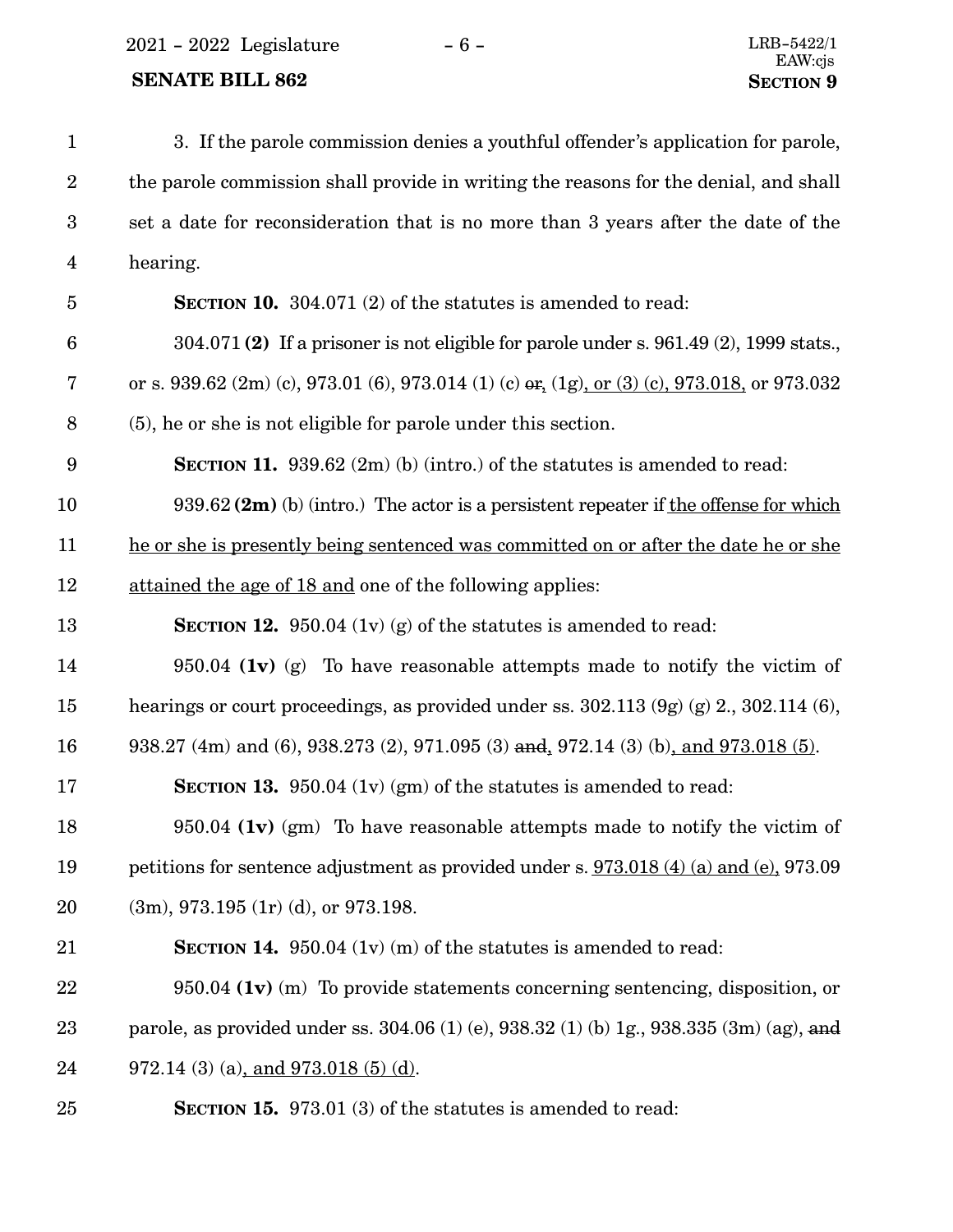3. If the parole commission denies a youthful offender's application for parole, the parole commission shall provide in writing the reasons for the denial, and shall set a date for reconsideration that is no more than 3 years after the date of the hearing.

**SECTION 10.** 304.071 (2) of the statutes is amended to read:

304.071 **(2)** If a prisoner is not eligible for parole under s. 961.49 (2), 1999 stats., or s. 939.62 (2m) (c), 973.01 (6), 973.014 (1) (c) ~~or~~, (1g), or (3) (c), 973.018, or 973.032 (5), he or she is not eligible for parole under this section.

**SECTION 11.** 939.62 (2m) (b) (intro.) of the statutes is amended to read:

939.62 **(2m)** (b) (intro.) The actor is a persistent repeater if the offense for which he or she is presently being sentenced was committed on or after the date he or she attained the age of 18 and one of the following applies:

**SECTION 12.** 950.04 (1v) (g) of the statutes is amended to read:

950.04 **(1v)** (g) To have reasonable attempts made to notify the victim of hearings or court proceedings, as provided under ss. 302.113 (9g) (g) 2., 302.114 (6), 938.27 (4m) and (6), 938.273 (2), 971.095 (3) ~~and~~, 972.14 (3) (b), and 973.018 (5).

**SECTION 13.** 950.04 (1v) (gm) of the statutes is amended to read:

950.04 **(1v)** (gm) To have reasonable attempts made to notify the victim of petitions for sentence adjustment as provided under s. 973.018 (4) (a) and (e), 973.09 (3m), 973.195 (1r) (d), or 973.198.

**SECTION 14.** 950.04 (1v) (m) of the statutes is amended to read:

950.04 **(1v)** (m) To provide statements concerning sentencing, disposition, or parole, as provided under ss. 304.06 (1) (e), 938.32 (1) (b) 1g., 938.335 (3m) (ag), ~~and~~ 972.14 (3) (a), and 973.018 (5) (d).

**SECTION 15.** 973.01 (3) of the statutes is amended to read: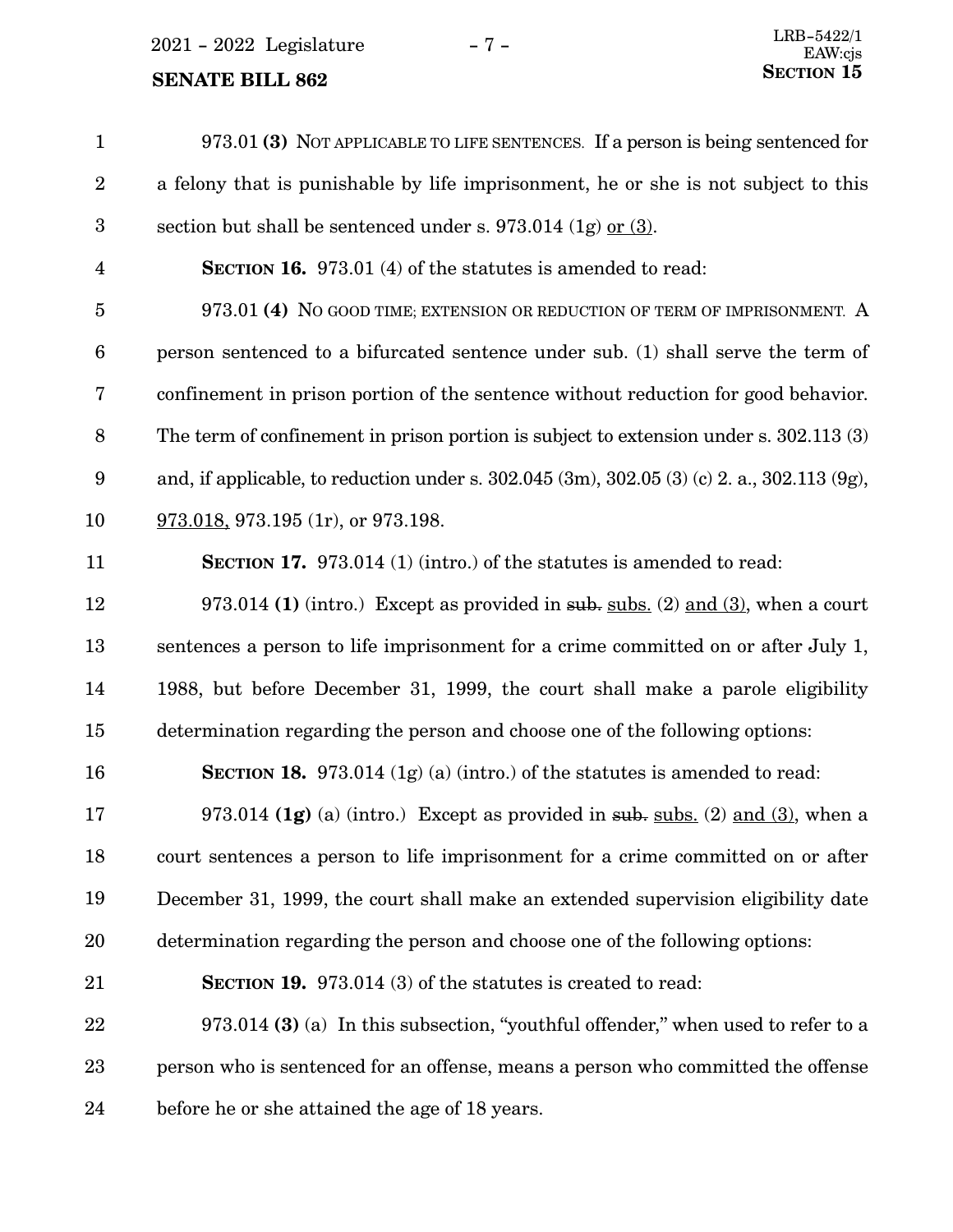973.01 **(3)** NOT APPLICABLE TO LIFE SENTENCES. If a person is being sentenced for a felony that is punishable by life imprisonment, he or she is not subject to this section but shall be sentenced under s. 973.014 (1g) <u>or (3)</u>.

**SECTION 16.** 973.01 (4) of the statutes is amended to read:

973.01 **(4)** NO GOOD TIME; EXTENSION OR REDUCTION OF TERM OF IMPRISONMENT. A person sentenced to a bifurcated sentence under sub. (1) shall serve the term of confinement in prison portion of the sentence without reduction for good behavior. The term of confinement in prison portion is subject to extension under s. 302.113 (3) and, if applicable, to reduction under s. 302.045 (3m), 302.05 (3) (c) 2. a., 302.113 (9g), <u>973.018,</u> 973.195 (1r), or 973.198.

**SECTION 17.** 973.014 (1) (intro.) of the statutes is amended to read:

973.014 **(1)** (intro.) Except as provided in ~~sub.~~ <u>subs.</u> (2) <u>and (3)</u>, when a court sentences a person to life imprisonment for a crime committed on or after July 1, 1988, but before December 31, 1999, the court shall make a parole eligibility determination regarding the person and choose one of the following options:

**SECTION 18.** 973.014 (1g) (a) (intro.) of the statutes is amended to read:

973.014 **(1g)** (a) (intro.) Except as provided in ~~sub.~~ <u>subs.</u> (2) <u>and (3)</u>, when a court sentences a person to life imprisonment for a crime committed on or after December 31, 1999, the court shall make an extended supervision eligibility date determination regarding the person and choose one of the following options:

**SECTION 19.** 973.014 (3) of the statutes is created to read:

973.014 **(3)** (a) In this subsection, "youthful offender," when used to refer to a person who is sentenced for an offense, means a person who committed the offense before he or she attained the age of 18 years.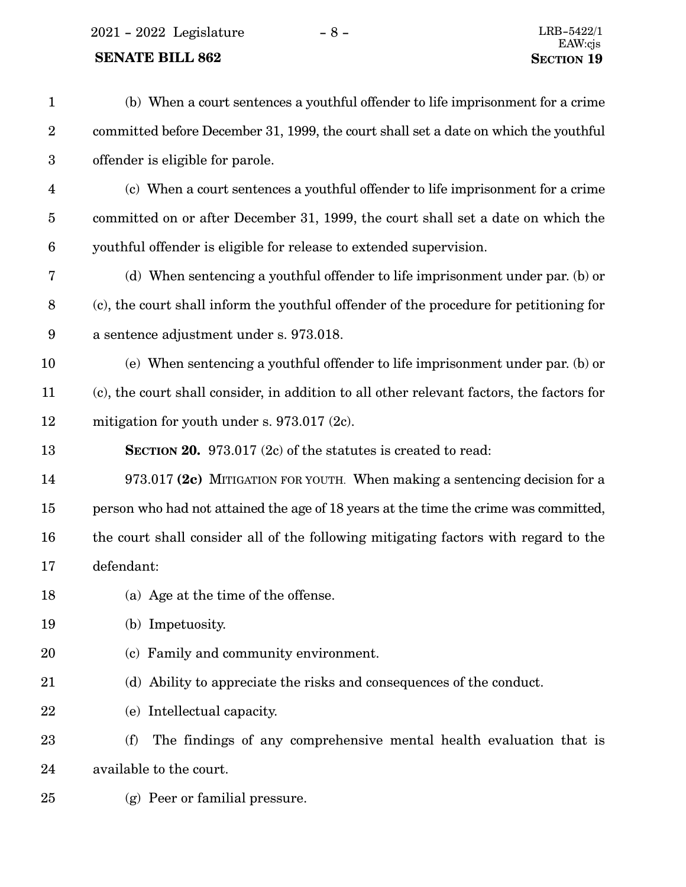(b) When a court sentences a youthful offender to life imprisonment for a crime committed before December 31, 1999, the court shall set a date on which the youthful offender is eligible for parole.

(c) When a court sentences a youthful offender to life imprisonment for a crime committed on or after December 31, 1999, the court shall set a date on which the youthful offender is eligible for release to extended supervision.

(d) When sentencing a youthful offender to life imprisonment under par. (b) or (c), the court shall inform the youthful offender of the procedure for petitioning for a sentence adjustment under s. 973.018.

(e) When sentencing a youthful offender to life imprisonment under par. (b) or (c), the court shall consider, in addition to all other relevant factors, the factors for mitigation for youth under s. 973.017 (2c).

**SECTION 20.** 973.017 (2c) of the statutes is created to read:

973.017 **(2c)** MITIGATION FOR YOUTH. When making a sentencing decision for a person who had not attained the age of 18 years at the time the crime was committed, the court shall consider all of the following mitigating factors with regard to the defendant:

(a) Age at the time of the offense.

(b) Impetuosity.

(c) Family and community environment.

(d) Ability to appreciate the risks and consequences of the conduct.

(e) Intellectual capacity.

(f) The findings of any comprehensive mental health evaluation that is available to the court.

(g) Peer or familial pressure.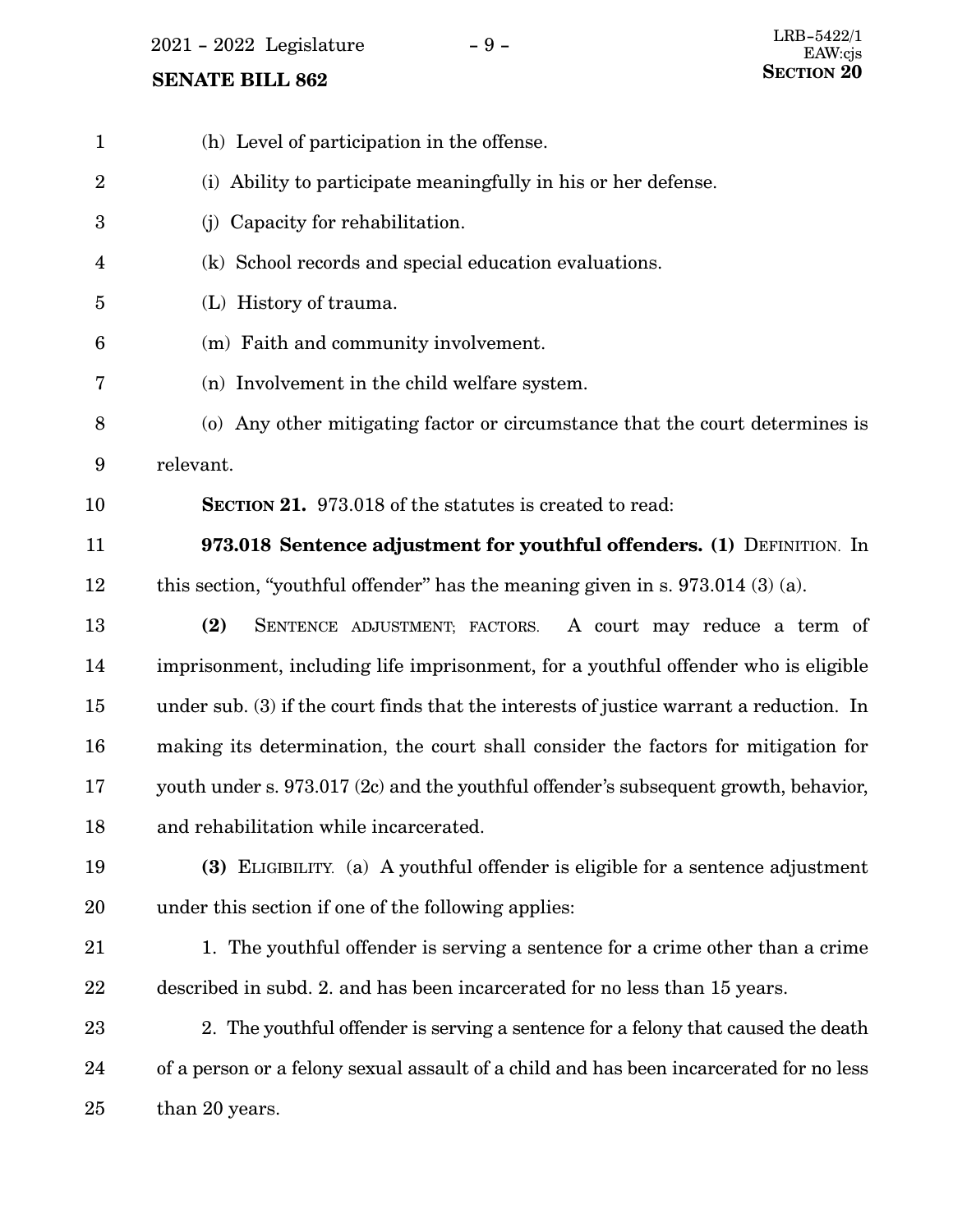(h) Level of participation in the offense.

(i) Ability to participate meaningfully in his or her defense.

(j) Capacity for rehabilitation.

(k) School records and special education evaluations.

(L) History of trauma.

(m) Faith and community involvement.

(n) Involvement in the child welfare system.

(o) Any other mitigating factor or circumstance that the court determines is relevant.

**SECTION 21.** 973.018 of the statutes is created to read:

**973.018 Sentence adjustment for youthful offenders. (1)** DEFINITION. In this section, "youthful offender" has the meaning given in s. 973.014 (3) (a).

**(2)** SENTENCE ADJUSTMENT; FACTORS. A court may reduce a term of imprisonment, including life imprisonment, for a youthful offender who is eligible under sub. (3) if the court finds that the interests of justice warrant a reduction. In making its determination, the court shall consider the factors for mitigation for youth under s. 973.017 (2c) and the youthful offender's subsequent growth, behavior, and rehabilitation while incarcerated.

**(3)** ELIGIBILITY. (a) A youthful offender is eligible for a sentence adjustment under this section if one of the following applies:

1. The youthful offender is serving a sentence for a crime other than a crime described in subd. 2. and has been incarcerated for no less than 15 years.

2. The youthful offender is serving a sentence for a felony that caused the death of a person or a felony sexual assault of a child and has been incarcerated for no less than 20 years.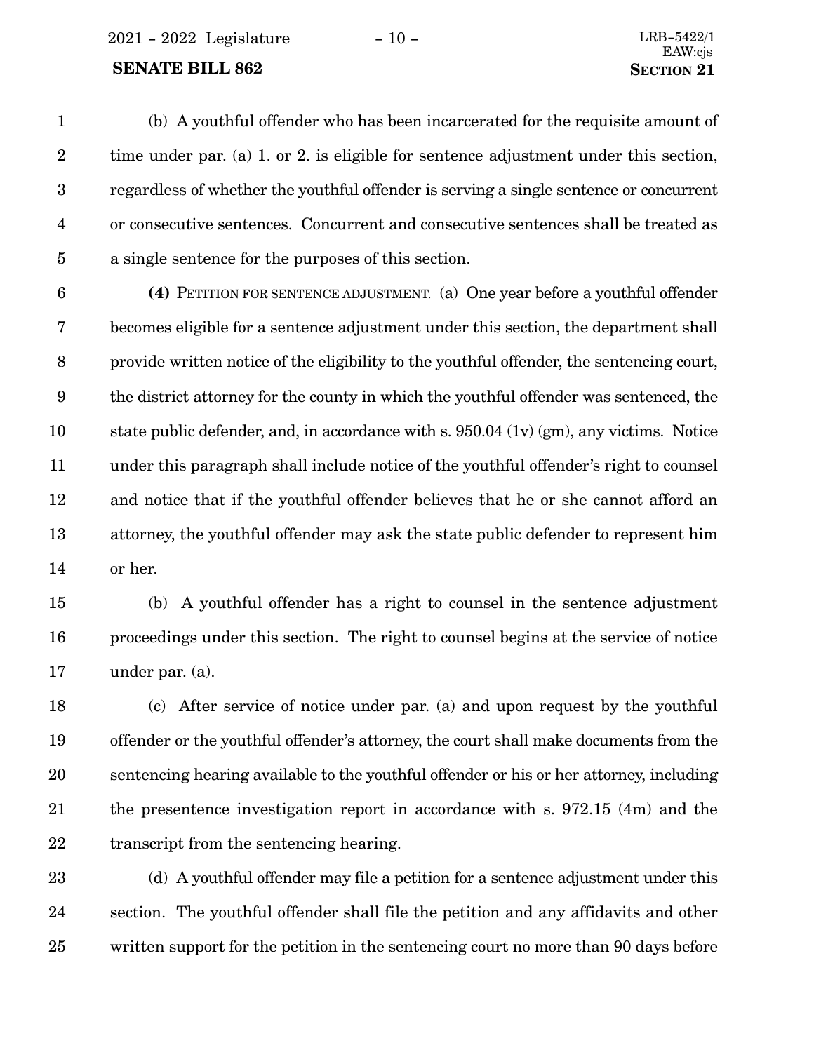(b) A youthful offender who has been incarcerated for the requisite amount of time under par. (a) 1. or 2. is eligible for sentence adjustment under this section, regardless of whether the youthful offender is serving a single sentence or concurrent or consecutive sentences. Concurrent and consecutive sentences shall be treated as a single sentence for the purposes of this section.

**(4)** PETITION FOR SENTENCE ADJUSTMENT. (a) One year before a youthful offender becomes eligible for a sentence adjustment under this section, the department shall provide written notice of the eligibility to the youthful offender, the sentencing court, the district attorney for the county in which the youthful offender was sentenced, the state public defender, and, in accordance with s. 950.04 (1v) (gm), any victims. Notice under this paragraph shall include notice of the youthful offender's right to counsel and notice that if the youthful offender believes that he or she cannot afford an attorney, the youthful offender may ask the state public defender to represent him or her.

(b) A youthful offender has a right to counsel in the sentence adjustment proceedings under this section. The right to counsel begins at the service of notice under par. (a).

(c) After service of notice under par. (a) and upon request by the youthful offender or the youthful offender's attorney, the court shall make documents from the sentencing hearing available to the youthful offender or his or her attorney, including the presentence investigation report in accordance with s. 972.15 (4m) and the transcript from the sentencing hearing.

(d) A youthful offender may file a petition for a sentence adjustment under this section. The youthful offender shall file the petition and any affidavits and other written support for the petition in the sentencing court no more than 90 days before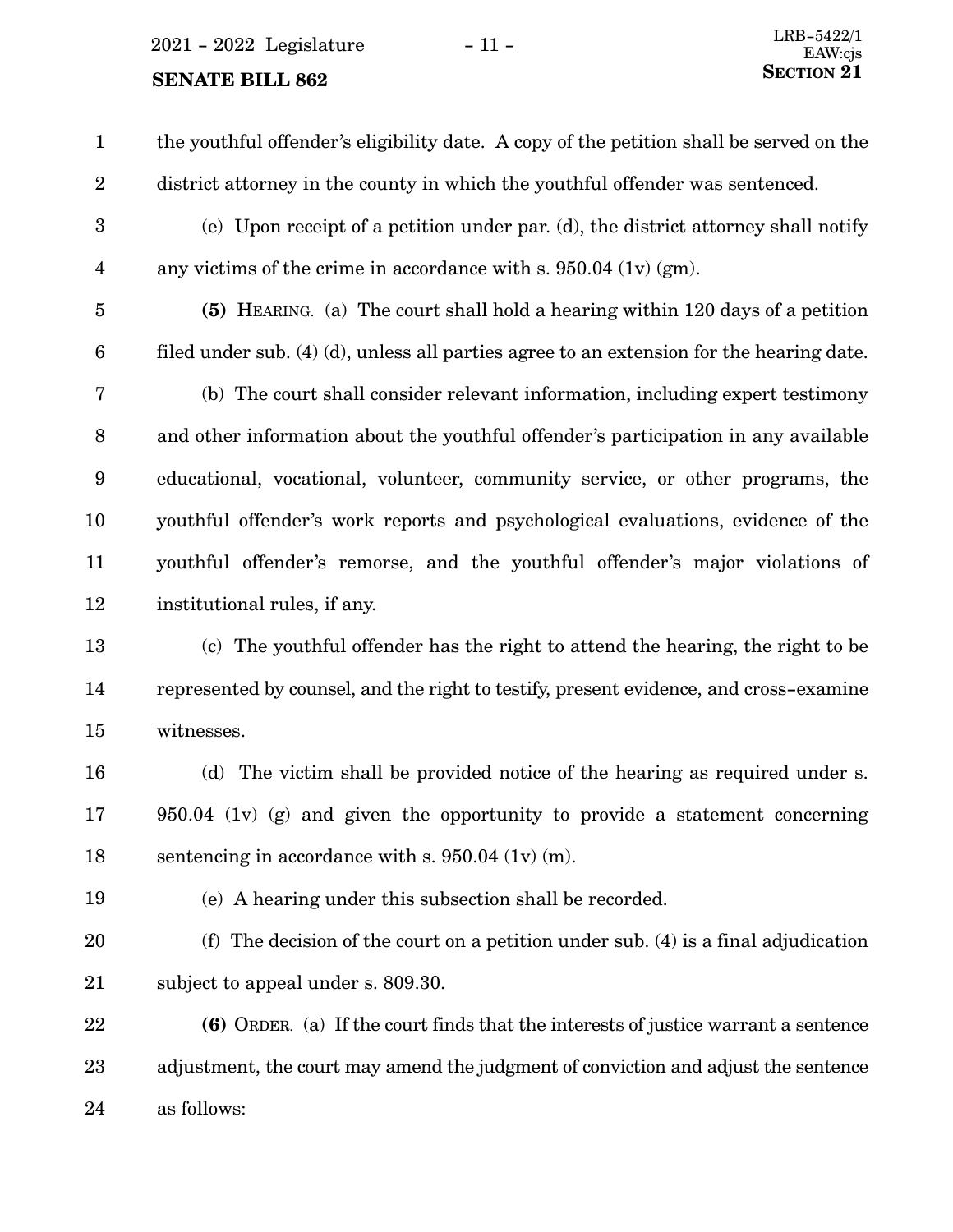the youthful offender's eligibility date. A copy of the petition shall be served on the district attorney in the county in which the youthful offender was sentenced.

(e) Upon receipt of a petition under par. (d), the district attorney shall notify any victims of the crime in accordance with s. 950.04 (1v) (gm).

**(5)** HEARING. (a) The court shall hold a hearing within 120 days of a petition filed under sub. (4) (d), unless all parties agree to an extension for the hearing date.

(b) The court shall consider relevant information, including expert testimony and other information about the youthful offender's participation in any available educational, vocational, volunteer, community service, or other programs, the youthful offender's work reports and psychological evaluations, evidence of the youthful offender's remorse, and the youthful offender's major violations of institutional rules, if any.

(c) The youthful offender has the right to attend the hearing, the right to be represented by counsel, and the right to testify, present evidence, and cross-examine witnesses.

(d) The victim shall be provided notice of the hearing as required under s. 950.04 (1v) (g) and given the opportunity to provide a statement concerning sentencing in accordance with s. 950.04 (1v) (m).

(e) A hearing under this subsection shall be recorded.

(f) The decision of the court on a petition under sub. (4) is a final adjudication subject to appeal under s. 809.30.

**(6)** ORDER. (a) If the court finds that the interests of justice warrant a sentence adjustment, the court may amend the judgment of conviction and adjust the sentence as follows: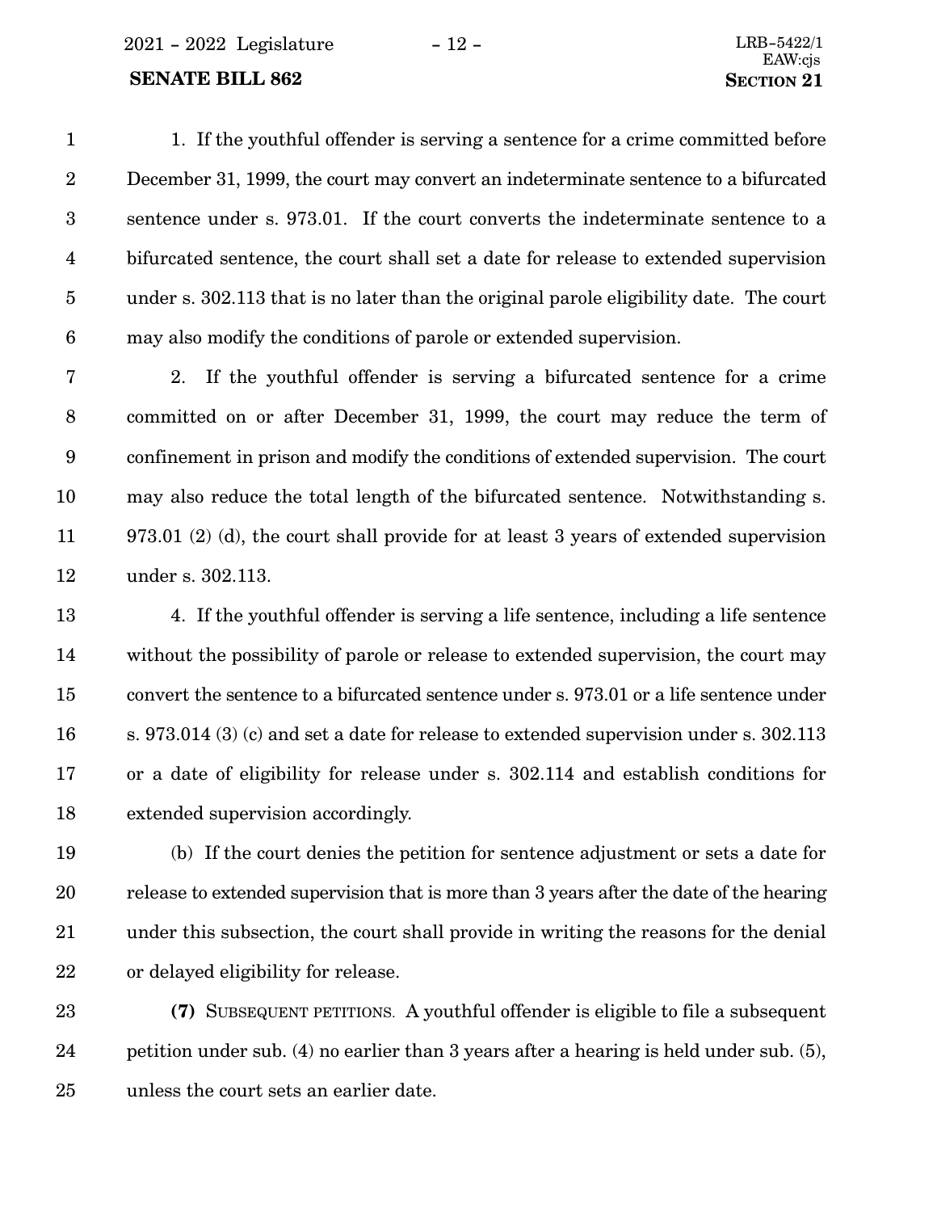1. If the youthful offender is serving a sentence for a crime committed before December 31, 1999, the court may convert an indeterminate sentence to a bifurcated sentence under s. 973.01. If the court converts the indeterminate sentence to a bifurcated sentence, the court shall set a date for release to extended supervision under s. 302.113 that is no later than the original parole eligibility date. The court may also modify the conditions of parole or extended supervision.

2. If the youthful offender is serving a bifurcated sentence for a crime committed on or after December 31, 1999, the court may reduce the term of confinement in prison and modify the conditions of extended supervision. The court may also reduce the total length of the bifurcated sentence. Notwithstanding s. 973.01 (2) (d), the court shall provide for at least 3 years of extended supervision under s. 302.113.

4. If the youthful offender is serving a life sentence, including a life sentence without the possibility of parole or release to extended supervision, the court may convert the sentence to a bifurcated sentence under s. 973.01 or a life sentence under s. 973.014 (3) (c) and set a date for release to extended supervision under s. 302.113 or a date of eligibility for release under s. 302.114 and establish conditions for extended supervision accordingly.

(b) If the court denies the petition for sentence adjustment or sets a date for release to extended supervision that is more than 3 years after the date of the hearing under this subsection, the court shall provide in writing the reasons for the denial or delayed eligibility for release.

**(7)** Subsequent petitions. A youthful offender is eligible to file a subsequent petition under sub. (4) no earlier than 3 years after a hearing is held under sub. (5), unless the court sets an earlier date.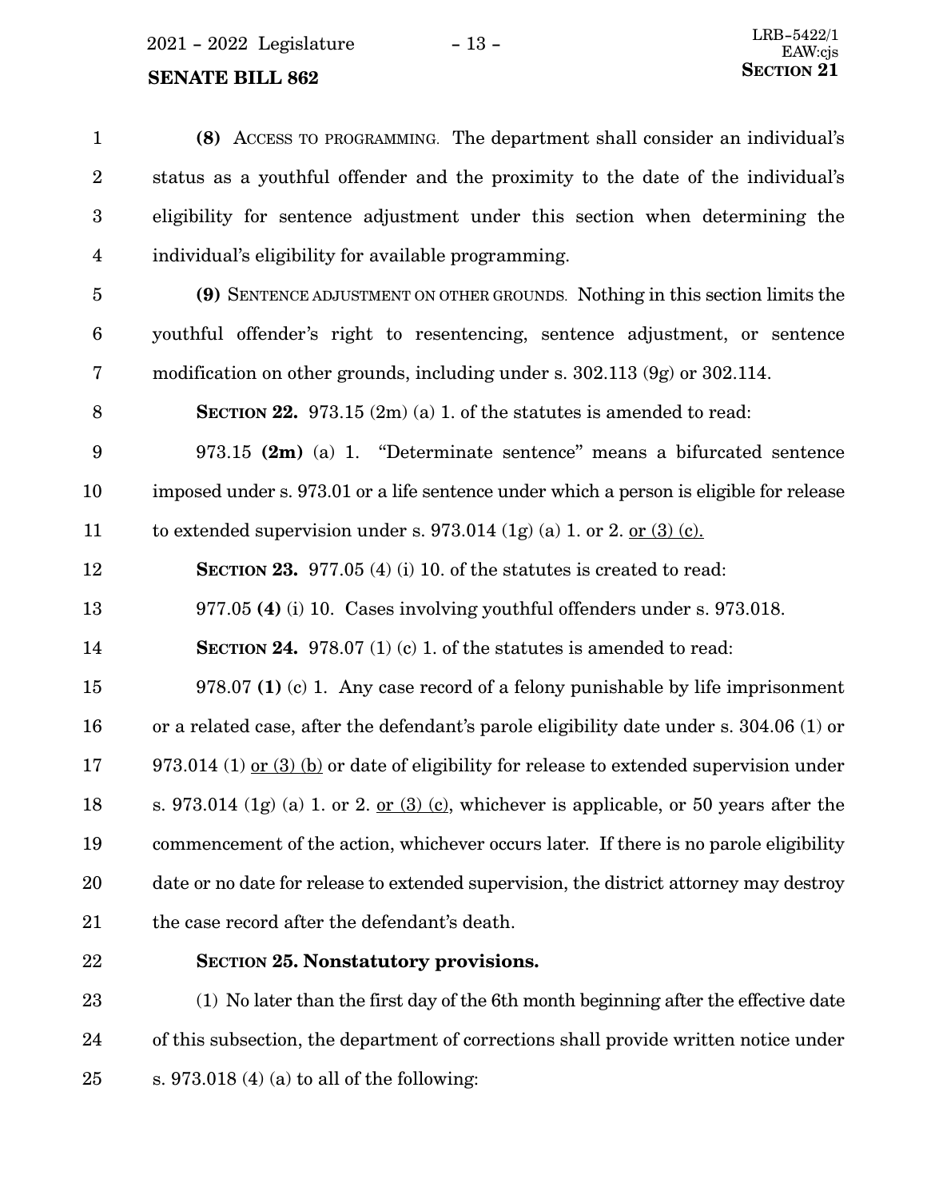**(8)** ACCESS TO PROGRAMMING. The department shall consider an individual's status as a youthful offender and the proximity to the date of the individual's eligibility for sentence adjustment under this section when determining the individual's eligibility for available programming.

**(9)** SENTENCE ADJUSTMENT ON OTHER GROUNDS. Nothing in this section limits the youthful offender's right to resentencing, sentence adjustment, or sentence modification on other grounds, including under s. 302.113 (9g) or 302.114.

**SECTION 22.** 973.15 (2m) (a) 1. of the statutes is amended to read:

973.15 **(2m)** (a) 1. "Determinate sentence" means a bifurcated sentence imposed under s. 973.01 or a life sentence under which a person is eligible for release to extended supervision under s. 973.014 (1g) (a) 1. or 2. or (3) (c).

**SECTION 23.** 977.05 (4) (i) 10. of the statutes is created to read:

977.05 **(4)** (i) 10. Cases involving youthful offenders under s. 973.018.

**SECTION 24.** 978.07 (1) (c) 1. of the statutes is amended to read:

978.07 **(1)** (c) 1. Any case record of a felony punishable by life imprisonment or a related case, after the defendant's parole eligibility date under s. 304.06 (1) or 973.014 (1) or (3) (b) or date of eligibility for release to extended supervision under s. 973.014 (1g) (a) 1. or 2. or (3) (c), whichever is applicable, or 50 years after the commencement of the action, whichever occurs later. If there is no parole eligibility date or no date for release to extended supervision, the district attorney may destroy the case record after the defendant's death.

**SECTION 25. Nonstatutory provisions.**

(1) No later than the first day of the 6th month beginning after the effective date of this subsection, the department of corrections shall provide written notice under s. 973.018 (4) (a) to all of the following: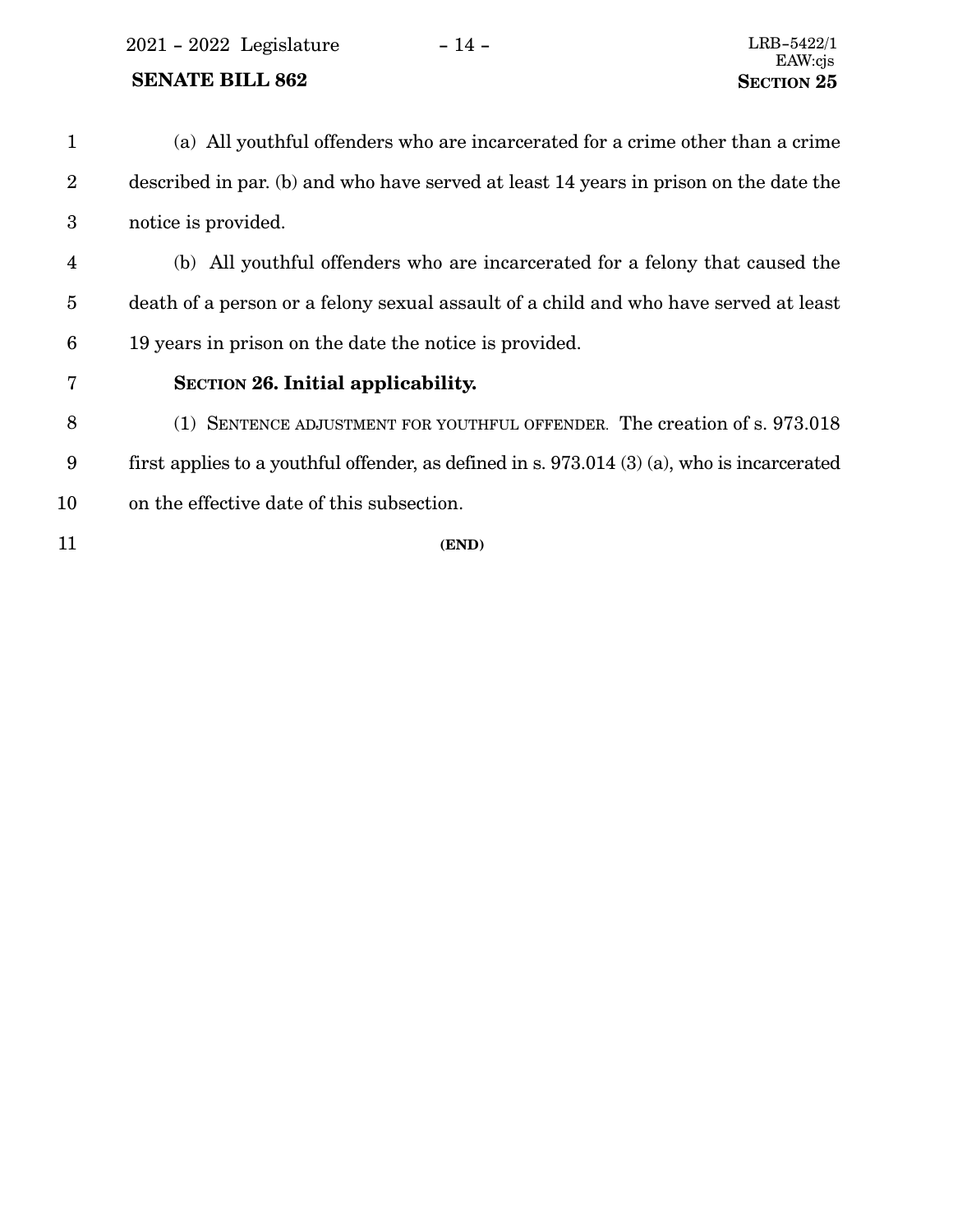(a) All youthful offenders who are incarcerated for a crime other than a crime described in par. (b) and who have served at least 14 years in prison on the date the notice is provided.

(b) All youthful offenders who are incarcerated for a felony that caused the death of a person or a felony sexual assault of a child and who have served at least 19 years in prison on the date the notice is provided.

**SECTION 26. Initial applicability.**

(1) SENTENCE ADJUSTMENT FOR YOUTHFUL OFFENDER. The creation of s. 973.018 first applies to a youthful offender, as defined in s. 973.014 (3) (a), who is incarcerated on the effective date of this subsection.

**(END)**